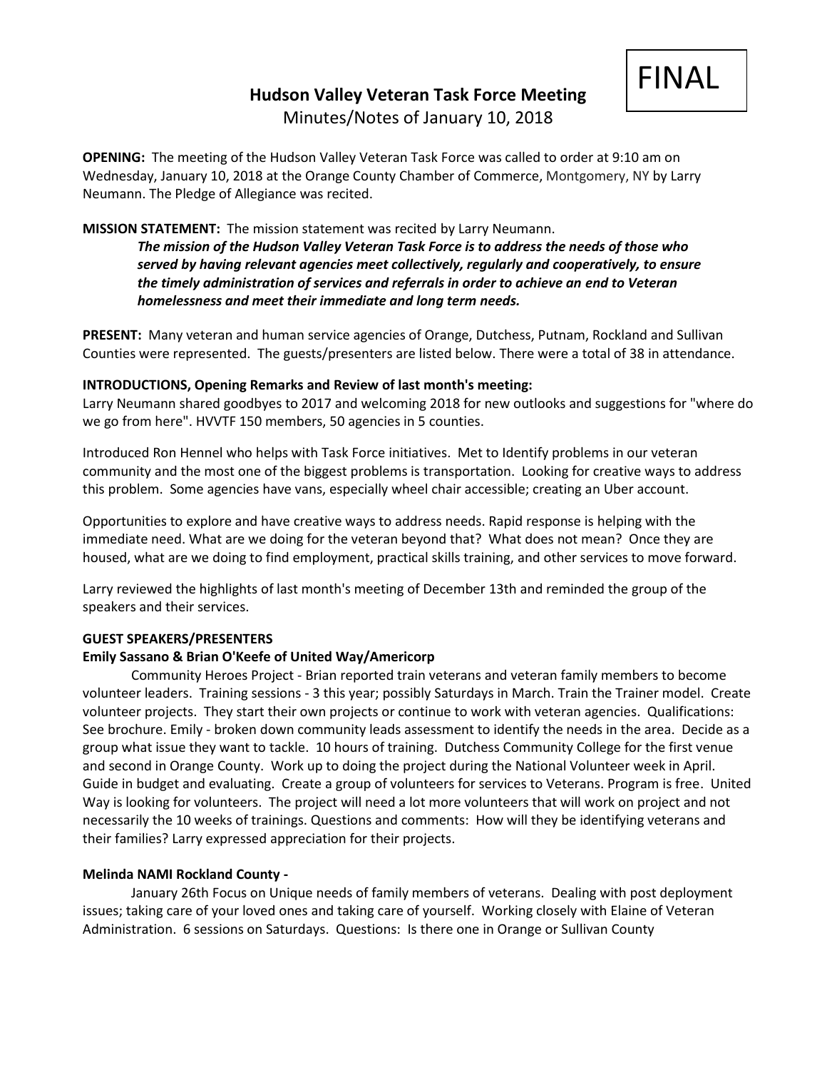FINAL

# Hudson Valley Veteran Task Force Meeting

Minutes/Notes of January 10, 2018

**OPENING:** The meeting of the Hudson Valley Veteran Task Force was called to order at 9:10 am on Wednesday, January 10, 2018 at the Orange County Chamber of Commerce, Montgomery, NY by Larry Neumann. The Pledge of Allegiance was recited.

**MISSION STATEMENT:** The mission statement was recited by Larry Neumann.

> ***The mission of the Hudson Valley Veteran Task Force is to address the needs of those who served by having relevant agencies meet collectively, regularly and cooperatively, to ensure the timely administration of services and referrals in order to achieve an end to Veteran homelessness and meet their immediate and long term needs.***

**PRESENT:** Many veteran and human service agencies of Orange, Dutchess, Putnam, Rockland and Sullivan Counties were represented. The guests/presenters are listed below. There were a total of 38 in attendance.

**INTRODUCTIONS, Opening Remarks and Review of last month's meeting:**

Larry Neumann shared goodbyes to 2017 and welcoming 2018 for new outlooks and suggestions for "where do we go from here". HVVTF 150 members, 50 agencies in 5 counties.

Introduced Ron Hennel who helps with Task Force initiatives. Met to Identify problems in our veteran community and the most one of the biggest problems is transportation. Looking for creative ways to address this problem. Some agencies have vans, especially wheel chair accessible; creating an Uber account.

Opportunities to explore and have creative ways to address needs. Rapid response is helping with the immediate need. What are we doing for the veteran beyond that? What does not mean? Once they are housed, what are we doing to find employment, practical skills training, and other services to move forward.

Larry reviewed the highlights of last month's meeting of December 13th and reminded the group of the speakers and their services.

**GUEST SPEAKERS/PRESENTERS**

**Emily Sassano & Brian O'Keefe of United Way/Americorp**

Community Heroes Project - Brian reported train veterans and veteran family members to become volunteer leaders. Training sessions - 3 this year; possibly Saturdays in March. Train the Trainer model. Create volunteer projects. They start their own projects or continue to work with veteran agencies. Qualifications: See brochure. Emily - broken down community leads assessment to identify the needs in the area. Decide as a group what issue they want to tackle. 10 hours of training. Dutchess Community College for the first venue and second in Orange County. Work up to doing the project during the National Volunteer week in April. Guide in budget and evaluating. Create a group of volunteers for services to Veterans. Program is free. United Way is looking for volunteers. The project will need a lot more volunteers that will work on project and not necessarily the 10 weeks of trainings. Questions and comments: How will they be identifying veterans and their families? Larry expressed appreciation for their projects.

**Melinda NAMI Rockland County -**

January 26th Focus on Unique needs of family members of veterans. Dealing with post deployment issues; taking care of your loved ones and taking care of yourself. Working closely with Elaine of Veteran Administration. 6 sessions on Saturdays. Questions: Is there one in Orange or Sullivan County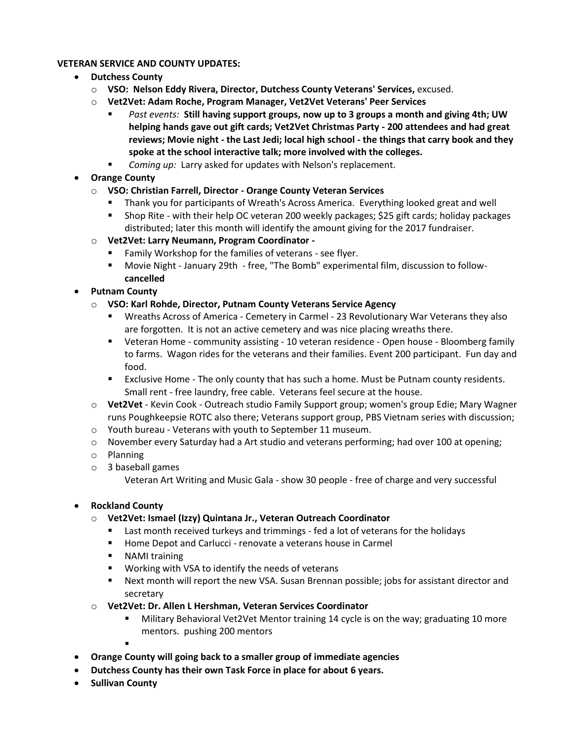**VETERAN SERVICE AND COUNTY UPDATES:**

- **Dutchess County**
  - **VSO: Nelson Eddy Rivera, Director, Dutchess County Veterans' Services,** excused.
  - **Vet2Vet: Adam Roche, Program Manager, Vet2Vet Veterans' Peer Services**
    - *Past events:* **Still having support groups, now up to 3 groups a month and giving 4th; UW helping hands gave out gift cards; Vet2Vet Christmas Party - 200 attendees and had great reviews; Movie night - the Last Jedi; local high school - the things that carry book and they spoke at the school interactive talk; more involved with the colleges.**
    - *Coming up:* Larry asked for updates with Nelson's replacement.
- **Orange County**
  - **VSO: Christian Farrell, Director - Orange County Veteran Services**
    - Thank you for participants of Wreath's Across America. Everything looked great and well
    - Shop Rite - with their help OC veteran 200 weekly packages; $25 gift cards; holiday packages distributed; later this month will identify the amount giving for the 2017 fundraiser.
  - **Vet2Vet: Larry Neumann, Program Coordinator -**
    - Family Workshop for the families of veterans - see flyer.
    - Movie Night - January 29th - free, "The Bomb" experimental film, discussion to follow- **cancelled**
- **Putnam County**
  - **VSO: Karl Rohde, Director, Putnam County Veterans Service Agency**
    - Wreaths Across of America - Cemetery in Carmel - 23 Revolutionary War Veterans they also are forgotten. It is not an active cemetery and was nice placing wreaths there.
    - Veteran Home - community assisting - 10 veteran residence - Open house - Bloomberg family to farms. Wagon rides for the veterans and their families. Event 200 participant. Fun day and food.
    - Exclusive Home - The only county that has such a home. Must be Putnam county residents. Small rent - free laundry, free cable. Veterans feel secure at the house.
  - **Vet2Vet** - Kevin Cook - Outreach studio Family Support group; women's group Edie; Mary Wagner runs Poughkeepsie ROTC also there; Veterans support group, PBS Vietnam series with discussion;
  - Youth bureau - Veterans with youth to September 11 museum.
  - November every Saturday had a Art studio and veterans performing; had over 100 at opening;
  - Planning
  - 3 baseball games

    Veteran Art Writing and Music Gala - show 30 people - free of charge and very successful

- **Rockland County**
  - **Vet2Vet: Ismael (Izzy) Quintana Jr., Veteran Outreach Coordinator**
    - Last month received turkeys and trimmings - fed a lot of veterans for the holidays
    - Home Depot and Carlucci - renovate a veterans house in Carmel
    - NAMI training
    - Working with VSA to identify the needs of veterans
    - Next month will report the new VSA. Susan Brennan possible; jobs for assistant director and secretary
  - **Vet2Vet: Dr. Allen L Hershman, Veteran Services Coordinator**
    - Military Behavioral Vet2Vet Mentor training 14 cycle is on the way; graduating 10 more mentors. pushing 200 mentors
- **Orange County will going back to a smaller group of immediate agencies**
- **Dutchess County has their own Task Force in place for about 6 years.**
- **Sullivan County**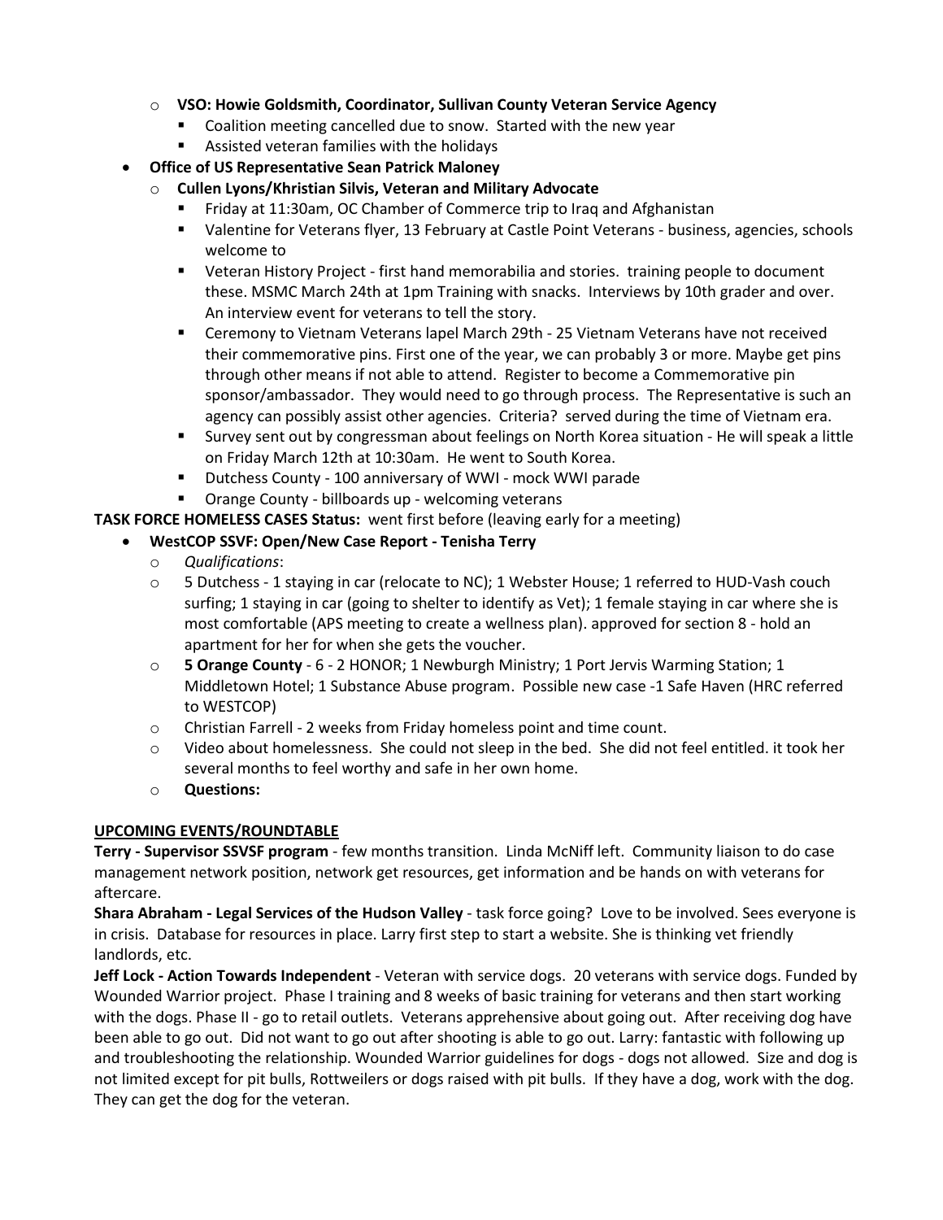- **VSO: Howie Goldsmith, Coordinator, Sullivan County Veteran Service Agency**
  - Coalition meeting cancelled due to snow. Started with the new year
  - Assisted veteran families with the holidays
- **Office of US Representative Sean Patrick Maloney**
  - **Cullen Lyons/Khristian Silvis, Veteran and Military Advocate**
    - Friday at 11:30am, OC Chamber of Commerce trip to Iraq and Afghanistan
    - Valentine for Veterans flyer, 13 February at Castle Point Veterans - business, agencies, schools welcome to
    - Veteran History Project - first hand memorabilia and stories. training people to document these. MSMC March 24th at 1pm Training with snacks. Interviews by 10th grader and over. An interview event for veterans to tell the story.
    - Ceremony to Vietnam Veterans lapel March 29th - 25 Vietnam Veterans have not received their commemorative pins. First one of the year, we can probably 3 or more. Maybe get pins through other means if not able to attend. Register to become a Commemorative pin sponsor/ambassador. They would need to go through process. The Representative is such an agency can possibly assist other agencies. Criteria? served during the time of Vietnam era.
    - Survey sent out by congressman about feelings on North Korea situation - He will speak a little on Friday March 12th at 10:30am. He went to South Korea.
    - Dutchess County - 100 anniversary of WWI - mock WWI parade
    - Orange County - billboards up - welcoming veterans

**TASK FORCE HOMELESS CASES Status:** went first before (leaving early for a meeting)

- **WestCOP SSVF: Open/New Case Report - Tenisha Terry**
  - *Qualifications*:
  - 5 Dutchess - 1 staying in car (relocate to NC); 1 Webster House; 1 referred to HUD-Vash couch surfing; 1 staying in car (going to shelter to identify as Vet); 1 female staying in car where she is most comfortable (APS meeting to create a wellness plan). approved for section 8 - hold an apartment for her for when she gets the voucher.
  - **5 Orange County** - 6 - 2 HONOR; 1 Newburgh Ministry; 1 Port Jervis Warming Station; 1 Middletown Hotel; 1 Substance Abuse program. Possible new case -1 Safe Haven (HRC referred to WESTCOP)
  - Christian Farrell - 2 weeks from Friday homeless point and time count.
  - Video about homelessness. She could not sleep in the bed. She did not feel entitled. it took her several months to feel worthy and safe in her own home.
  - **Questions:**

**UPCOMING EVENTS/ROUNDTABLE**

**Terry - Supervisor SSVSF program** - few months transition. Linda McNiff left. Community liaison to do case management network position, network get resources, get information and be hands on with veterans for aftercare.

**Shara Abraham - Legal Services of the Hudson Valley** - task force going? Love to be involved. Sees everyone is in crisis. Database for resources in place. Larry first step to start a website. She is thinking vet friendly landlords, etc.

**Jeff Lock - Action Towards Independent** - Veteran with service dogs. 20 veterans with service dogs. Funded by Wounded Warrior project. Phase I training and 8 weeks of basic training for veterans and then start working with the dogs. Phase II - go to retail outlets. Veterans apprehensive about going out. After receiving dog have been able to go out. Did not want to go out after shooting is able to go out. Larry: fantastic with following up and troubleshooting the relationship. Wounded Warrior guidelines for dogs - dogs not allowed. Size and dog is not limited except for pit bulls, Rottweilers or dogs raised with pit bulls. If they have a dog, work with the dog. They can get the dog for the veteran.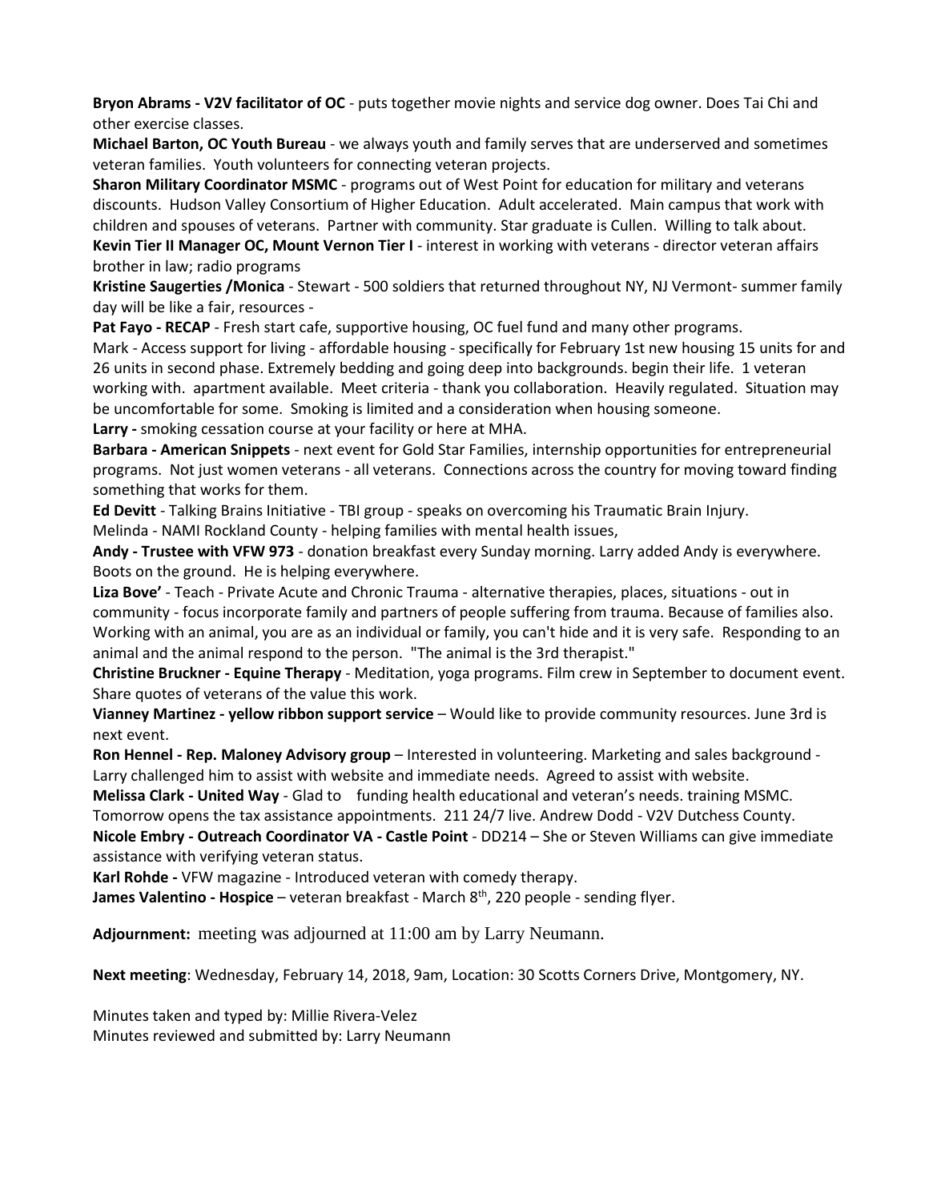**Bryon Abrams - V2V facilitator of OC** - puts together movie nights and service dog owner. Does Tai Chi and other exercise classes.

**Michael Barton, OC Youth Bureau** - we always youth and family serves that are underserved and sometimes veteran families. Youth volunteers for connecting veteran projects.

**Sharon Military Coordinator MSMC** - programs out of West Point for education for military and veterans discounts. Hudson Valley Consortium of Higher Education. Adult accelerated. Main campus that work with children and spouses of veterans. Partner with community. Star graduate is Cullen. Willing to talk about.

**Kevin Tier II Manager OC, Mount Vernon Tier I** - interest in working with veterans - director veteran affairs brother in law; radio programs

**Kristine Saugerties /Monica** - Stewart - 500 soldiers that returned throughout NY, NJ Vermont- summer family day will be like a fair, resources -

**Pat Fayo - RECAP** - Fresh start cafe, supportive housing, OC fuel fund and many other programs.

Mark - Access support for living - affordable housing - specifically for February 1st new housing 15 units for and 26 units in second phase. Extremely bedding and going deep into backgrounds. begin their life. 1 veteran working with. apartment available. Meet criteria - thank you collaboration. Heavily regulated. Situation may be uncomfortable for some. Smoking is limited and a consideration when housing someone.

**Larry -** smoking cessation course at your facility or here at MHA.

**Barbara - American Snippets** - next event for Gold Star Families, internship opportunities for entrepreneurial programs. Not just women veterans - all veterans. Connections across the country for moving toward finding something that works for them.

**Ed Devitt** - Talking Brains Initiative - TBI group - speaks on overcoming his Traumatic Brain Injury.

Melinda - NAMI Rockland County - helping families with mental health issues,

**Andy - Trustee with VFW 973** - donation breakfast every Sunday morning. Larry added Andy is everywhere. Boots on the ground. He is helping everywhere.

**Liza Bove'** - Teach - Private Acute and Chronic Trauma - alternative therapies, places, situations - out in community - focus incorporate family and partners of people suffering from trauma. Because of families also. Working with an animal, you are as an individual or family, you can't hide and it is very safe. Responding to an animal and the animal respond to the person. "The animal is the 3rd therapist."

**Christine Bruckner - Equine Therapy** - Meditation, yoga programs. Film crew in September to document event. Share quotes of veterans of the value this work.

**Vianney Martinez - yellow ribbon support service** – Would like to provide community resources. June 3rd is next event.

**Ron Hennel - Rep. Maloney Advisory group** – Interested in volunteering. Marketing and sales background - Larry challenged him to assist with website and immediate needs. Agreed to assist with website.

**Melissa Clark - United Way** - Glad to funding health educational and veteran's needs. training MSMC. Tomorrow opens the tax assistance appointments. 211 24/7 live. Andrew Dodd - V2V Dutchess County.

**Nicole Embry - Outreach Coordinator VA - Castle Point** - DD214 – She or Steven Williams can give immediate assistance with verifying veteran status.

**Karl Rohde -** VFW magazine - Introduced veteran with comedy therapy.

**James Valentino - Hospice** – veteran breakfast - March 8th, 220 people - sending flyer.

**Adjournment:** meeting was adjourned at 11:00 am by Larry Neumann.

**Next meeting**: Wednesday, February 14, 2018, 9am, Location: 30 Scotts Corners Drive, Montgomery, NY.

Minutes taken and typed by: Millie Rivera-Velez
Minutes reviewed and submitted by: Larry Neumann